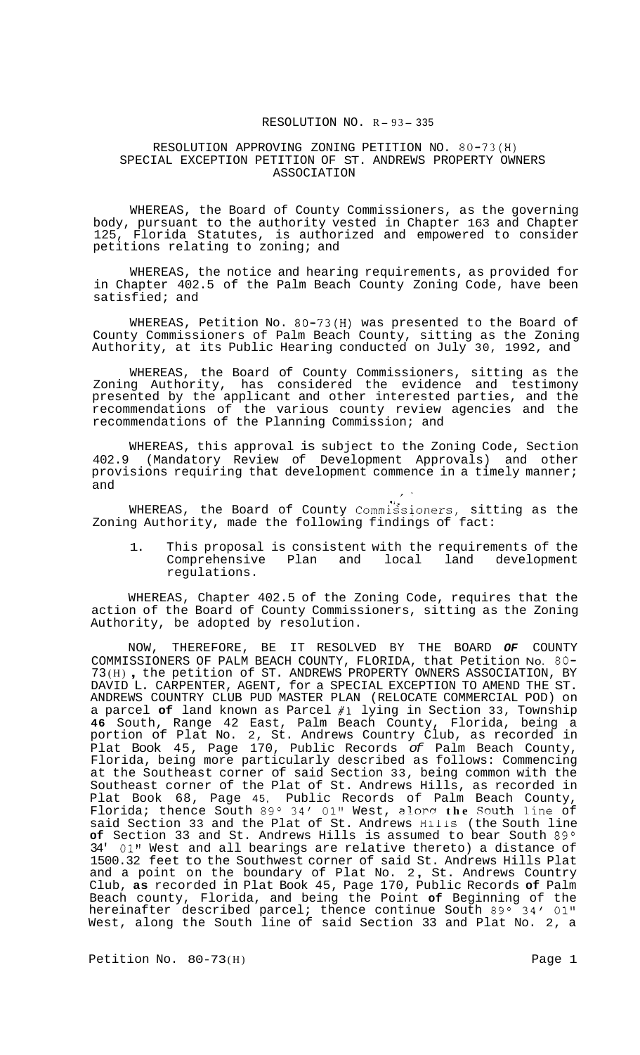RESOLUTION NO. R-93-335

RESOLUTION APPROVING ZONING PETITION NO. 80-73(H) SPECIAL EXCEPTION PETITION OF ST. ANDREWS PROPERTY OWNERS ASSOCIATION

WHEREAS, the Board of County Commissioners, as the governing body, pursuant to the authority vested in Chapter 163 and Chapter 125, Florida Statutes, is authorized and empowered to consider petitions relating to zoning; and

WHEREAS, the notice and hearing requirements, as provided for in Chapter 402.5 of the Palm Beach County Zoning Code, have been satisfied; and

WHEREAS, Petition No. 80-73(H) was presented to the Board of County Commissioners of Palm Beach County, sitting as the Zoning Authority, at its Public Hearing conducted on July 30, 1992, and

WHEREAS, the Board of County Commissioners, sitting as the Zoning Authority, has considered the evidence and testimony presented by the applicant and other interested parties, and the recommendations of the various county review agencies and the recommendations of the Planning Commission; and

WHEREAS, this approval is subject to the Zoning Code, Section 402.9 (Mandatory Review of Development Approvals) and other provisions requiring that development commence in a timely manner; and

WHEREAS, the Board of County Commissioners, sitting as the Zoning Authority, made the following findings of fact:

1. This proposal is consistent with the requirements of the Comprehensive Plan and local land development regulations.

WHEREAS, Chapter 402.5 of the Zoning Code, requires that the action of the Board of County Commissioners, sitting as the Zoning Authority, be adopted by resolution.

NOW, THEREFORE, BE IT RESOLVED BY THE BOARD OF COUNTY COMMISSIONERS OF PALM BEACH COUNTY, FLORIDA, that Petition No. 80-73(H), the petition of ST. ANDREWS PROPERTY OWNERS ASSOCIATION, BY DAVID L. CARPENTER, AGENT, for a SPECIAL EXCEPTION TO AMEND THE ST. ANDREWS COUNTRY CLUB PUD MASTER PLAN (RELOCATE COMMERCIAL POD) on a parcel of land known as Parcel #1 lying in Section 33, Township 46 South, Range 42 East, Palm Beach County, Florida, being a portion of Plat No. 2, St. Andrews Country Club, as recorded in Plat Book 45, Page 170, Public Records of Palm Beach County, Florida, being more particularly described as follows: Commencing at the Southeast corner of said Section 33, being common with the Southeast corner of the Plat of St. Andrews Hills, as recorded in Plat Book 68, Page 45, Public Records of Palm Beach County, Florida; thence South 89° 34' 01" West, along the South line of said Section 33 and the Plat of St. Andrews Hills (the South line of Section 33 and St. Andrews Hills is assumed to bear South 89° 34' 01" West and all bearings are relative thereto) a distance of 1500.32 feet to the Southwest corner of said St. Andrews Hills Plat and a point on the boundary of Plat No. 2, St. Andrews Country Club, as recorded in Plat Book 45, Page 170, Public Records of Palm Beach county, Florida, and being the Point of Beginning of the hereinafter described parcel; thence continue South 89° 34' 01" West, along the South line of said Section 33 and Plat No. 2, a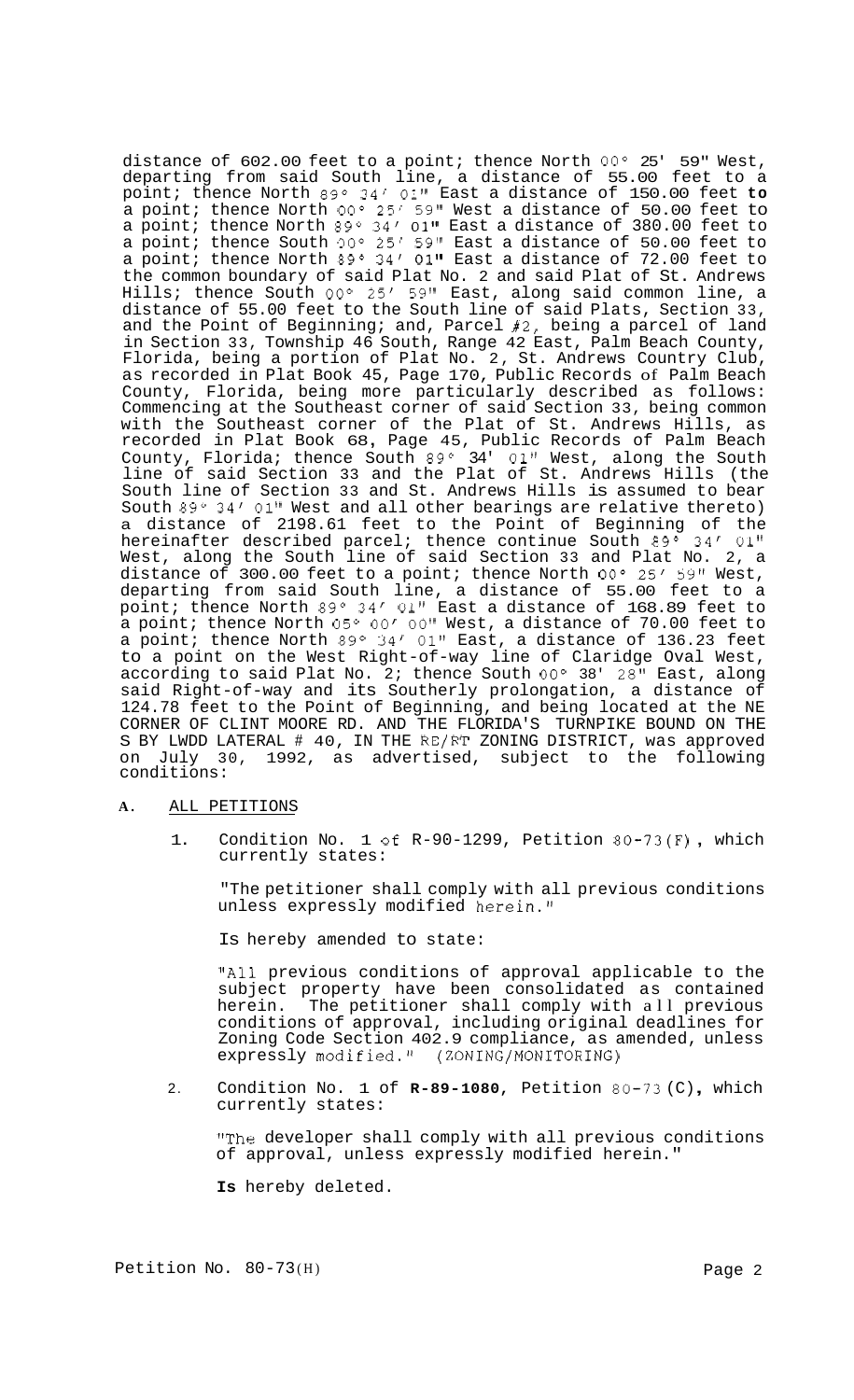distance of 602.00 feet to a point; thence North 00° 25' 59" West, departing from said South line, a distance of 55.00 feet to a point; thence North 89° 34' 01" East a distance of 150.00 feet **to** a point; thence North 00° 25' 59" West a distance of 50.00 feet to a point; thence North 89° 34' 01" East a distance of 380.00 feet to a point; thence South 00° 25' 59" East a distance of 50.00 feet to a point; thence North 89° 34' 01" East a distance of 72.00 feet to the common boundary of said Plat No. 2 and said Plat of St. Andrews Hills; thence South 00° 25' 59" East, along said common line, a distance of 55.00 feet to the South line of said Plats, Section 33, and the Point of Beginning; and, Parcel #2, being a parcel of land in Section 33, Township 46 South, Range 42 East, Palm Beach County, Florida, being a portion of Plat No. 2, St. Andrews Country Club, as recorded in Plat Book 45, Page 170, Public Records of Palm Beach County, Florida, being more particularly described as follows: Commencing at the Southeast corner of said Section 33, being common with the Southeast corner of the Plat of St. Andrews Hills, as recorded in Plat Book 68, Page 45, Public Records of Palm Beach County, Florida; thence South 89° 34' 01" West, along the South line of said Section 33 and the Plat of St. Andrews Hills (the South line of Section 33 and St. Andrews Hills is assumed to bear South 89° 34' 01" West and all other bearings are relative thereto) a distance of 2198.61 feet to the Point of Beginning of the hereinafter described parcel; thence continue South 89° 34' 01" West, along the South line of said Section 33 and Plat No. 2, a distance of 300.00 feet to a point; thence North 00° 25' 59" West, departing from said South line, a distance of 55.00 feet to a point; thence North 89° 34' 01" East a distance of 168.89 feet to a point; thence North 05° 00' 00" West, a distance of 70.00 feet to a point; thence North 89° 34' 01" East, a distance of 136.23 feet to a point on the West Right-of-way line of Claridge Oval West, according to said Plat No. 2; thence South 00° 38' 28" East, along said Right-of-way and its Southerly prolongation, a distance of 124.78 feet to the Point of Beginning, and being located at the NE CORNER OF CLINT MOORE RD. AND THE FLORIDA'S TURNPIKE BOUND ON THE S BY LWDD LATERAL # 40, IN THE RE/RT ZONING DISTRICT, was approved on July 30, 1992, as advertised, subject to the following conditions:

**A.** ALL PETITIONS

1. Condition No. 1 of R-90-1299, Petition 80-73(F), which currently states:

   "The petitioner shall comply with all previous conditions unless expressly modified herein."

   Is hereby amended to state:

   "All previous conditions of approval applicable to the subject property have been consolidated as contained herein. The petitioner shall comply with all previous conditions of approval, including original deadlines for Zoning Code Section 402.9 compliance, as amended, unless expressly modified." (ZONING/MONITORING)

2. Condition No. 1 of **R-89-1080**, Petition 80-73 (C), which currently states:

   "The developer shall comply with all previous conditions of approval, unless expressly modified herein."

   **Is** hereby deleted.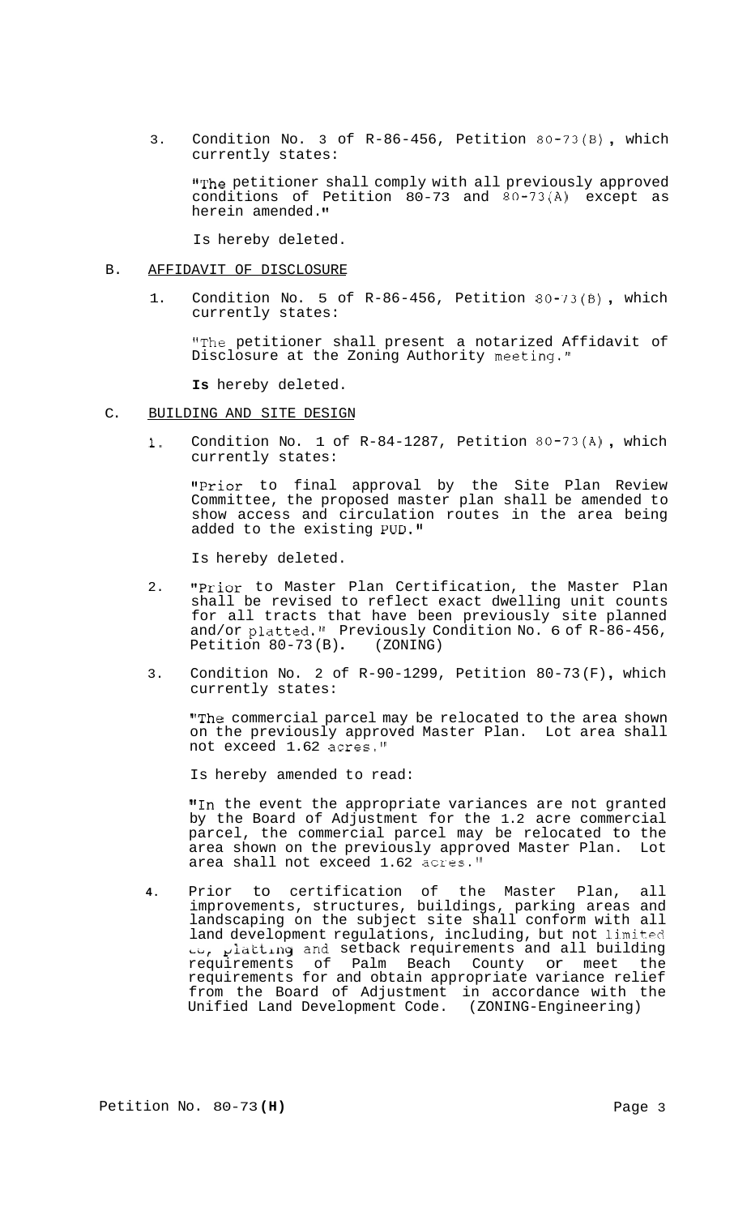3. Condition No. 3 of R-86-456, Petition 80-73(B), which currently states:

   "The petitioner shall comply with all previously approved conditions of Petition 80-73 and 80-73(A) except as herein amended."

   Is hereby deleted.

B. AFFIDAVIT OF DISCLOSURE

   1. Condition No. 5 of R-86-456, Petition 80-73(B), which currently states:

      "The petitioner shall present a notarized Affidavit of Disclosure at the Zoning Authority meeting."

      **Is** hereby deleted.

C. BUILDING AND SITE DESIGN

   1. Condition No. 1 of R-84-1287, Petition 80-73(A), which currently states:

      "Prior to final approval by the Site Plan Review Committee, the proposed master plan shall be amended to show access and circulation routes in the area being added to the existing PUD."

      Is hereby deleted.

   2. "Prior to Master Plan Certification, the Master Plan shall be revised to reflect exact dwelling unit counts for all tracts that have been previously site planned and/or platted." Previously Condition No. 6 of R-86-456, Petition 80-73(B). (ZONING)

   3. Condition No. 2 of R-90-1299, Petition 80-73(F), which currently states:

      "The commercial parcel may be relocated to the area shown on the previously approved Master Plan. Lot area shall not exceed 1.62 acres."

      Is hereby amended to read:

      "In the event the appropriate variances are not granted by the Board of Adjustment for the 1.2 acre commercial parcel, the commercial parcel may be relocated to the area shown on the previously approved Master Plan. Lot area shall not exceed 1.62 acres."

   4. Prior to certification of the Master Plan, all improvements, structures, buildings, parking areas and landscaping on the subject site shall conform with all land development regulations, including, but not limited to, platting and setback requirements and all building requirements of Palm Beach County or meet the requirements for and obtain appropriate variance relief from the Board of Adjustment in accordance with the Unified Land Development Code. (ZONING-Engineering)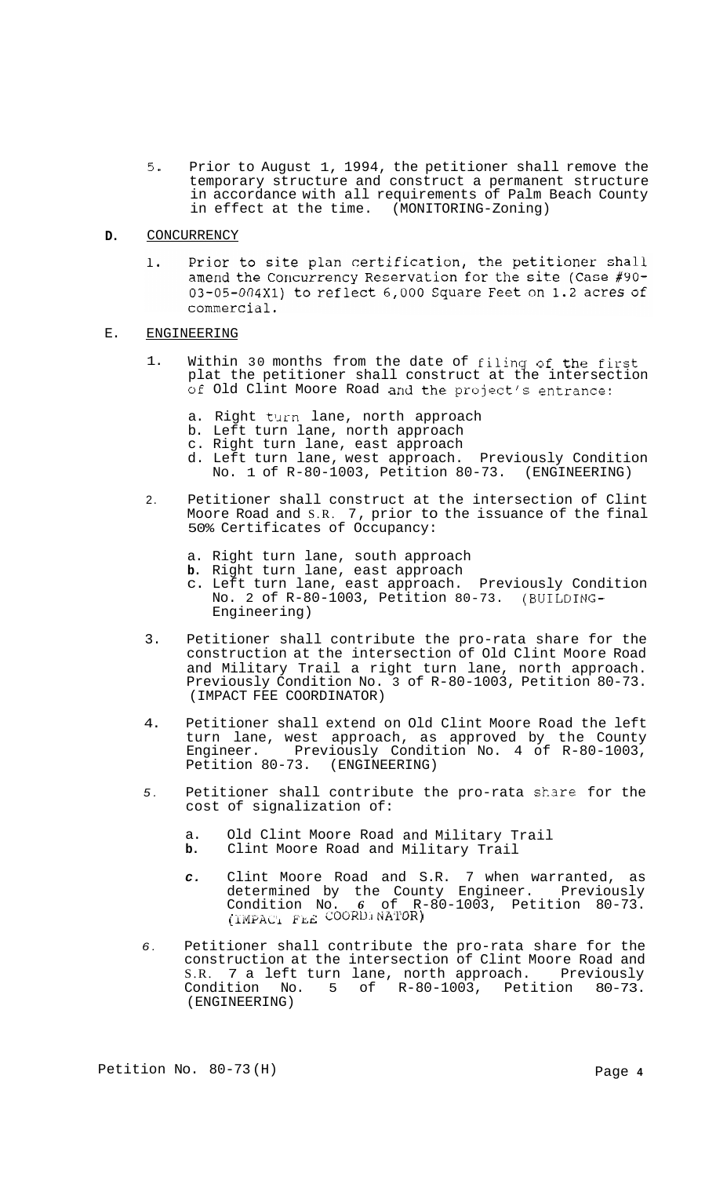5. Prior to August 1, 1994, the petitioner shall remove the temporary structure and construct a permanent structure in accordance with all requirements of Palm Beach County in effect at the time. (MONITORING-Zoning)

**D.** CONCURRENCY

1. Prior to site plan certification, the petitioner shall amend the Concurrency Reservation for the site (Case #90-03-05-004X1) to reflect 6,000 Square Feet on 1.2 acres of commercial.

E. ENGINEERING

1. Within 30 months from the date of filing of the first plat the petitioner shall construct at the intersection of Old Clint Moore Road and the project's entrance:

   a. Right turn lane, north approach
   b. Left turn lane, north approach
   c. Right turn lane, east approach
   d. Left turn lane, west approach. Previously Condition No. 1 of R-80-1003, Petition 80-73. (ENGINEERING)

2. Petitioner shall construct at the intersection of Clint Moore Road and S.R. 7, prior to the issuance of the final 50% Certificates of Occupancy:

   a. Right turn lane, south approach
   b. Right turn lane, east approach
   c. Left turn lane, east approach. Previously Condition No. 2 of R-80-1003, Petition 80-73. (BUILDING-Engineering)

3. Petitioner shall contribute the pro-rata share for the construction at the intersection of Old Clint Moore Road and Military Trail a right turn lane, north approach. Previously Condition No. 3 of R-80-1003, Petition 80-73. (IMPACT FEE COORDINATOR)

4. Petitioner shall extend on Old Clint Moore Road the left turn lane, west approach, as approved by the County Engineer. Previously Condition No. 4 of R-80-1003, Petition 80-73. (ENGINEERING)

5. Petitioner shall contribute the pro-rata share for the cost of signalization of:

   a. Old Clint Moore Road and Military Trail
   b. Clint Moore Road and Military Trail
   c. Clint Moore Road and S.R. 7 when warranted, as determined by the County Engineer. Previously Condition No. 6 of R-80-1003, Petition 80-73. (IMPACT FEE COORDINATOR)

6. Petitioner shall contribute the pro-rata share for the construction at the intersection of Clint Moore Road and S.R. 7 a left turn lane, north approach. Previously Condition No. 5 of R-80-1003, Petition 80-73. (ENGINEERING)

Petition No. 80-73(H)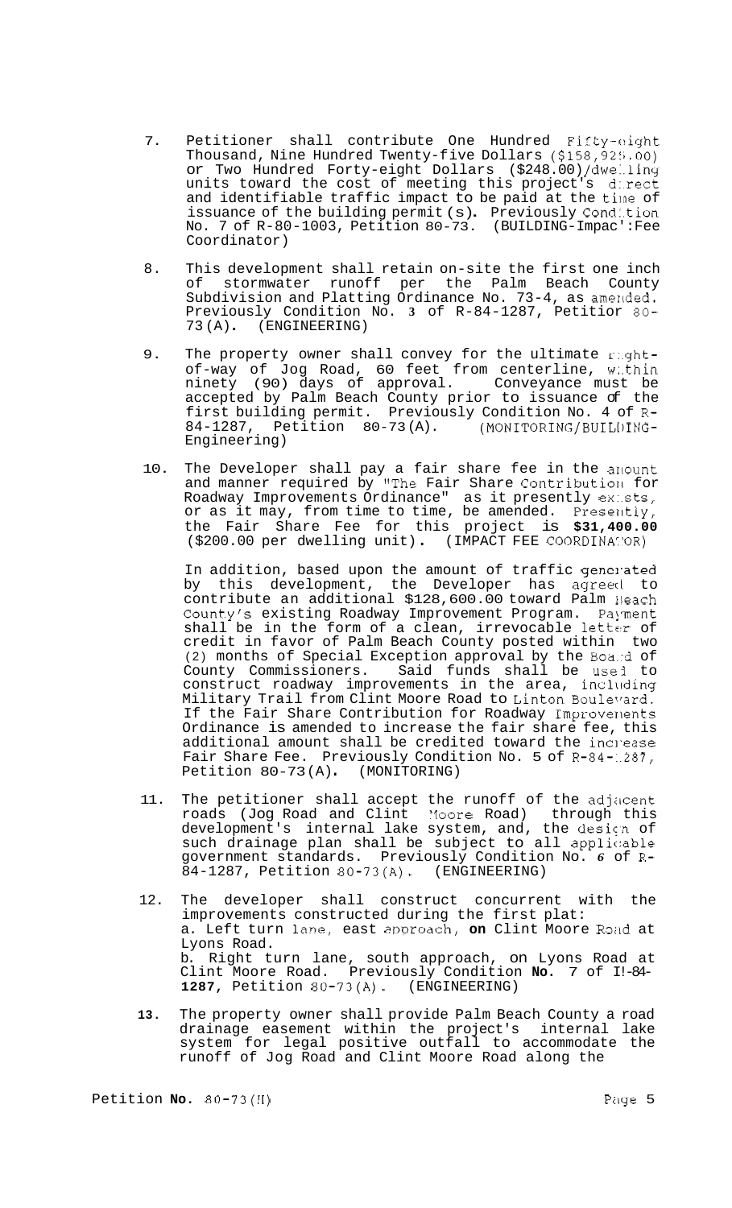7. Petitioner shall contribute One Hundred Fifty-eight Thousand, Nine Hundred Twenty-five Dollars ($158,925.00) or Two Hundred Forty-eight Dollars ($248.00)/dwelling units toward the cost of meeting this project's direct and identifiable traffic impact to be paid at the time of issuance of the building permit(s). Previously Condition No. 7 of R-80-1003, Petition 80-73. (BUILDING-Impact Fee Coordinator)

8. This development shall retain on-site the first one inch of stormwater runoff per the Palm Beach County Subdivision and Platting Ordinance No. 73-4, as amended. Previously Condition No. 3 of R-84-1287, Petition 80-73(A). (ENGINEERING)

9. The property owner shall convey for the ultimate right-of-way of Jog Road, 60 feet from centerline, within ninety (90) days of approval. Conveyance must be accepted by Palm Beach County prior to issuance of the first building permit. Previously Condition No. 4 of R-84-1287, Petition 80-73(A). (MONITORING/BUILDING-Engineering)

10. The Developer shall pay a fair share fee in the amount and manner required by "The Fair Share Contribution for Roadway Improvements Ordinance" as it presently exists, or as it may, from time to time, be amended. Presently, the Fair Share Fee for this project is **$31,400.00** ($200.00 per dwelling unit). (IMPACT FEE COORDINATOR)

    In addition, based upon the amount of traffic generated by this development, the Developer has agreed to contribute an additional $128,600.00 toward Palm Beach County's existing Roadway Improvement Program. Payment shall be in the form of a clean, irrevocable letter of credit in favor of Palm Beach County posted within two (2) months of Special Exception approval by the Board of County Commissioners. Said funds shall be used to construct roadway improvements in the area, including Military Trail from Clint Moore Road to Linton Boulevard. If the Fair Share Contribution for Roadway Improvements Ordinance is amended to increase the fair share fee, this additional amount shall be credited toward the increase Fair Share Fee. Previously Condition No. 5 of R-84-1287, Petition 80-73(A). (MONITORING)

11. The petitioner shall accept the runoff of the adjacent roads (Jog Road and Clint Moore Road) through this development's internal lake system, and, the design of such drainage plan shall be subject to all applicable government standards. Previously Condition No. 6 of R-84-1287, Petition 80-73(A). (ENGINEERING)

12. The developer shall construct concurrent with the improvements constructed during the first plat:
    a. Left turn lane, east approach, on Clint Moore Road at Lyons Road.
    b. Right turn lane, south approach, on Lyons Road at Clint Moore Road. Previously Condition No. 7 of R-84-1287, Petition 80-73(A). (ENGINEERING)

13. The property owner shall provide Palm Beach County a road drainage easement within the project's internal lake system for legal positive outfall to accommodate the runoff of Jog Road and Clint Moore Road along the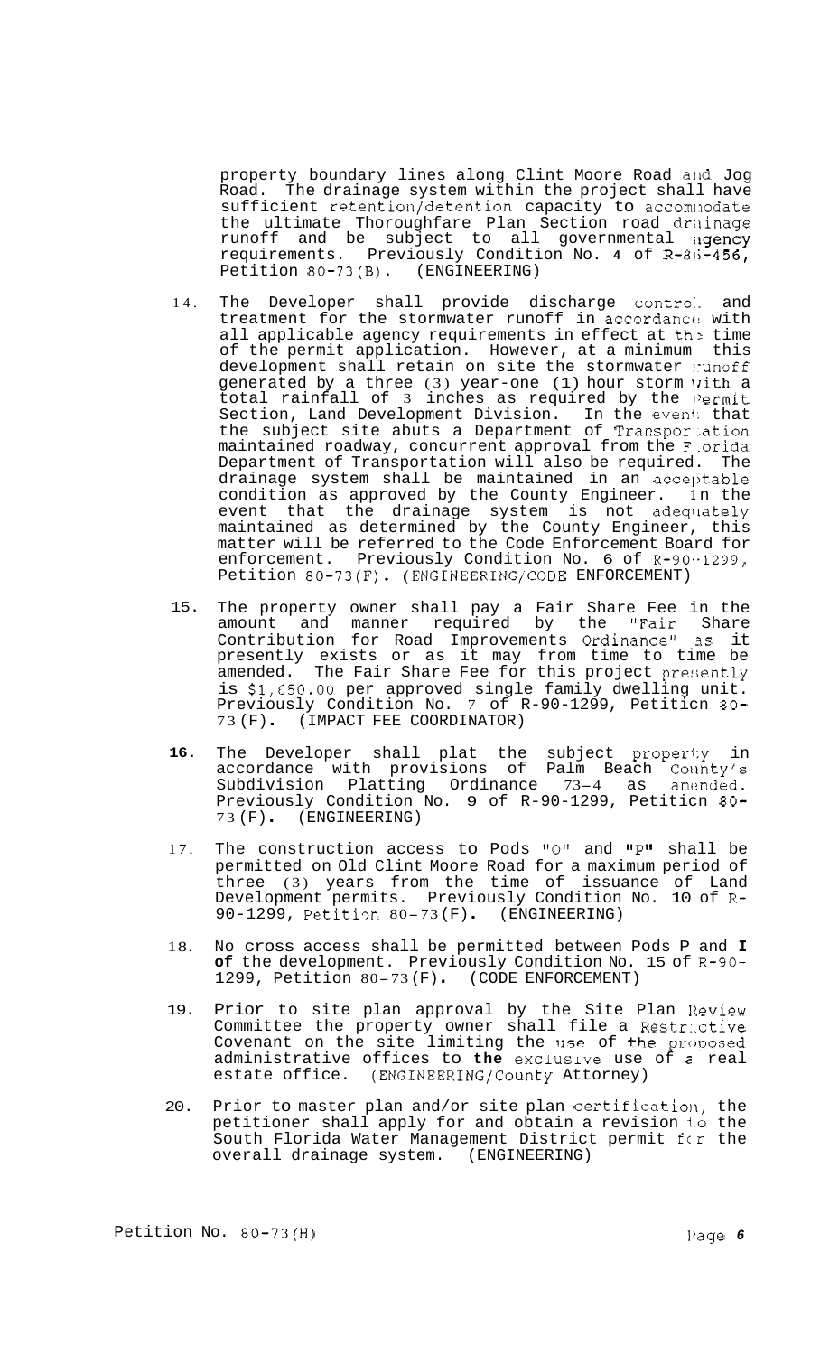property boundary lines along Clint Moore Road and Jog Road. The drainage system within the project shall have sufficient retention/detention capacity to accommodate the ultimate Thoroughfare Plan Section road drainage runoff and be subject to all governmental agency requirements. Previously Condition No. 4 of R-86-456, Petition 80-73(B). (ENGINEERING)

14. The Developer shall provide discharge control and treatment for the stormwater runoff in accordance with all applicable agency requirements in effect at the time of the permit application. However, at a minimum this development shall retain on site the stormwater runoff generated by a three (3) year-one (1) hour storm with a total rainfall of 3 inches as required by the Permit Section, Land Development Division. In the event that the subject site abuts a Department of Transportation maintained roadway, concurrent approval from the Florida Department of Transportation will also be required. The drainage system shall be maintained in an acceptable condition as approved by the County Engineer. In the event that the drainage system is not adequately maintained as determined by the County Engineer, this matter will be referred to the Code Enforcement Board for enforcement. Previously Condition No. 6 of R-90-1299, Petition 80-73(F). (ENGINEERING/CODE ENFORCEMENT)

15. The property owner shall pay a Fair Share Fee in the amount and manner required by the "Fair Share Contribution for Road Improvements Ordinance" as it presently exists or as it may from time to time be amended. The Fair Share Fee for this project presently is $1,650.00 per approved single family dwelling unit. Previously Condition No. 7 of R-90-1299, Petition 80-73(F). (IMPACT FEE COORDINATOR)

16. The Developer shall plat the subject property in accordance with provisions of Palm Beach County's Subdivision Platting Ordinance 73-4 as amended. Previously Condition No. 9 of R-90-1299, Petition 80-73(F). (ENGINEERING)

17. The construction access to Pods "O" and "P" shall be permitted on Old Clint Moore Road for a maximum period of three (3) years from the time of issuance of Land Development permits. Previously Condition No. 10 of R-90-1299, Petition 80-73(F). (ENGINEERING)

18. No cross access shall be permitted between Pods P and I of the development. Previously Condition No. 15 of R-90-1299, Petition 80-73(F). (CODE ENFORCEMENT)

19. Prior to site plan approval by the Site Plan Review Committee the property owner shall file a Restrictive Covenant on the site limiting the use of the proposed administrative offices to the exclusive use of a real estate office. (ENGINEERING/County Attorney)

20. Prior to master plan and/or site plan certification, the petitioner shall apply for and obtain a revision to the South Florida Water Management District permit for the overall drainage system. (ENGINEERING)

Petition No. 80-73(H)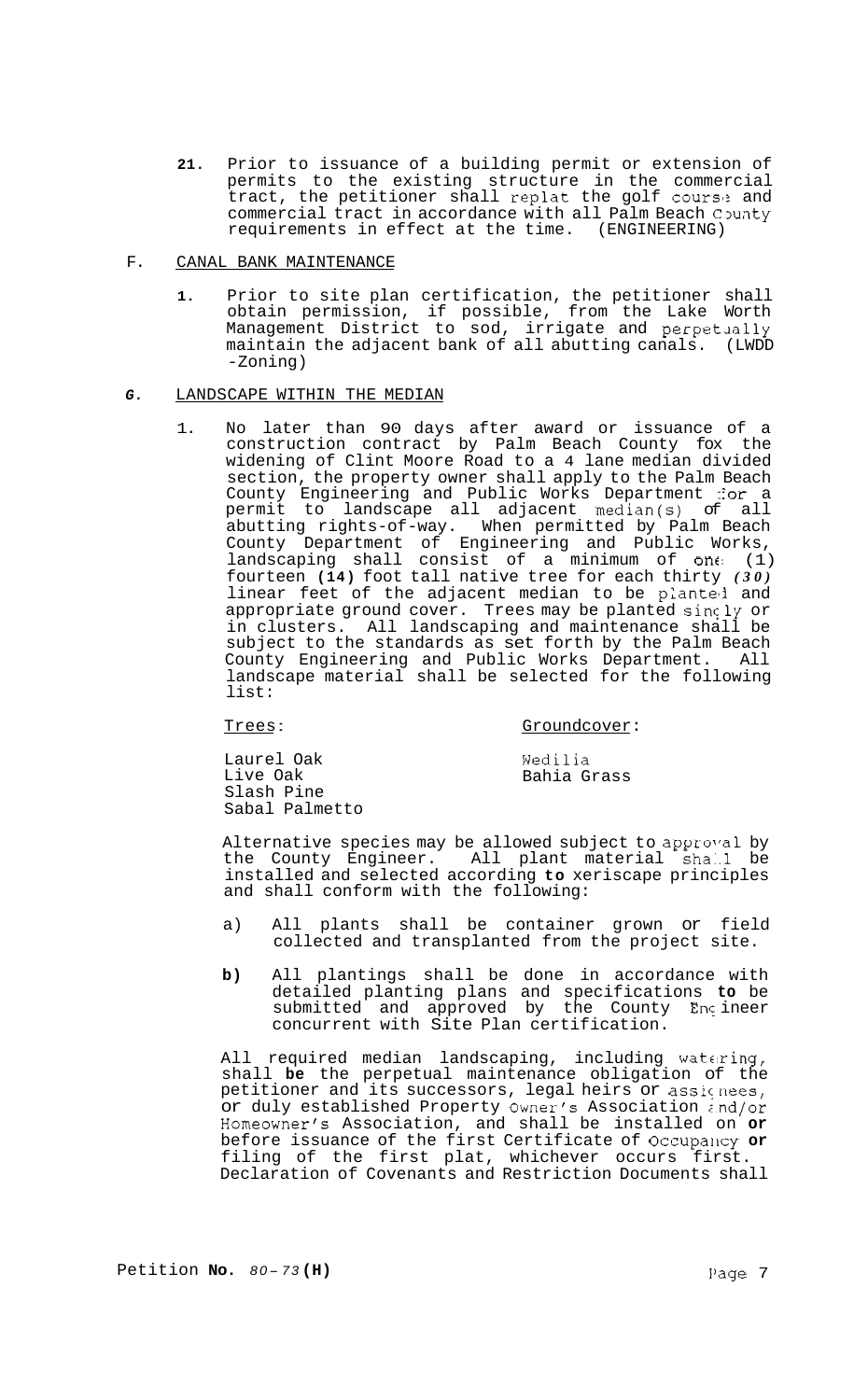21. Prior to issuance of a building permit or extension of permits to the existing structure in the commercial tract, the petitioner shall replat the golf course and commercial tract in accordance with all Palm Beach County requirements in effect at the time. (ENGINEERING)

F. CANAL BANK MAINTENANCE

1. Prior to site plan certification, the petitioner shall obtain permission, if possible, from the Lake Worth Management District to sod, irrigate and perpetually maintain the adjacent bank of all abutting canals. (LWDD -Zoning)

G. LANDSCAPE WITHIN THE MEDIAN

1. No later than 90 days after award or issuance of a construction contract by Palm Beach County fox the widening of Clint Moore Road to a 4 lane median divided section, the property owner shall apply to the Palm Beach County Engineering and Public Works Department for a permit to landscape all adjacent median(s) of all abutting rights-of-way. When permitted by Palm Beach County Department of Engineering and Public Works, landscaping shall consist of a minimum of one (1) fourteen **(14)** foot tall native tree for each thirty *(30)* linear feet of the adjacent median to be planted and appropriate ground cover. Trees may be planted singly or in clusters. All landscaping and maintenance shall be subject to the standards as set forth by the Palm Beach County Engineering and Public Works Department. All landscape material shall be selected for the following list:

| Trees: | Groundcover: |
|---|---|
| Laurel Oak | Wedilia |
| Live Oak | Bahia Grass |
| Slash Pine | |
| Sabal Palmetto | |

Alternative species may be allowed subject to approval by the County Engineer. All plant material shall be installed and selected according **to** xeriscape principles and shall conform with the following:

a) All plants shall be container grown or field collected and transplanted from the project site.

**b)** All plantings shall be done in accordance with detailed planting plans and specifications **to** be submitted and approved by the County Engineer concurrent with Site Plan certification.

All required median landscaping, including watering, shall **be** the perpetual maintenance obligation of the petitioner and its successors, legal heirs or assignees, or duly established Property Owner's Association and/or Homeowner's Association, and shall be installed on **or** before issuance of the first Certificate of Occupancy **or** filing of the first plat, whichever occurs first. Declaration of Covenants and Restriction Documents shall

Petition **No.** *80-73* **(H)**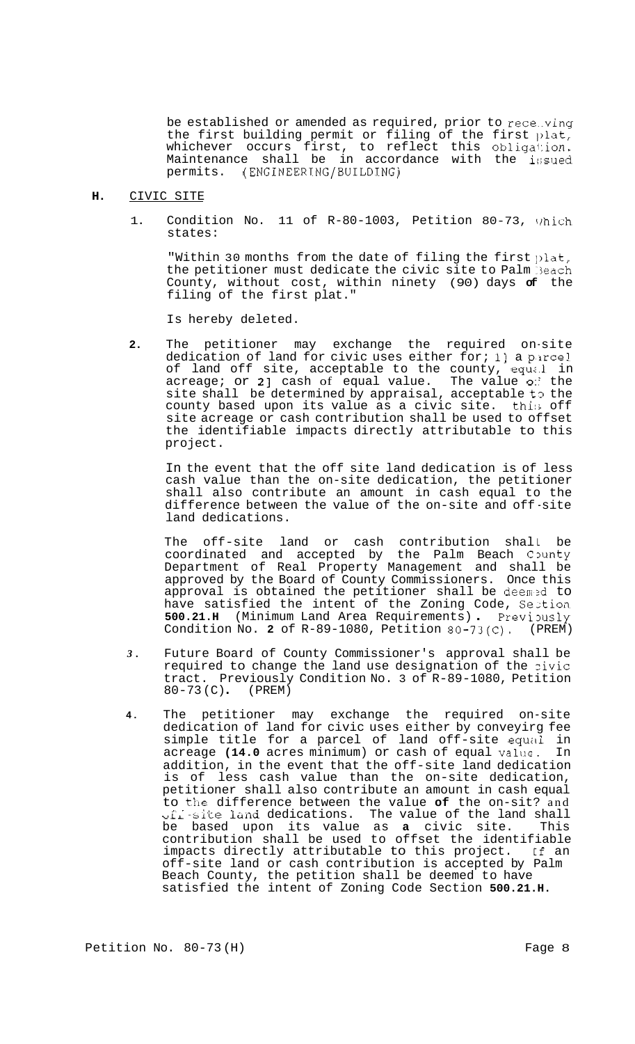be established or amended as required, prior to receiving the first building permit or filing of the first plat, whichever occurs first, to reflect this obligation. Maintenance shall be in accordance with the issued permits. (ENGINEERING/BUILDING)

**H.** CIVIC SITE

1. Condition No. 11 of R-80-1003, Petition 80-73, which states:

   "Within 30 months from the date of filing the first plat, the petitioner must dedicate the civic site to Palm Beach County, without cost, within ninety (90) days **of** the filing of the first plat."

   Is hereby deleted.

**2.** The petitioner may exchange the required on-site dedication of land for civic uses either for; 1] a parcel of land off site, acceptable to the county, equal in acreage; or **2]** cash of equal value. The value of the site shall be determined by appraisal, acceptable to the county based upon its value as a civic site. this off site acreage or cash contribution shall be used to offset the identifiable impacts directly attributable to this project.

   In the event that the off site land dedication is of less cash value than the on-site dedication, the petitioner shall also contribute an amount in cash equal to the difference between the value of the on-site and off-site land dedications.

   The off-site land or cash contribution shall be coordinated and accepted by the Palm Beach County Department of Real Property Management and shall be approved by the Board of County Commissioners. Once this approval is obtained the petitioner shall be deemed to have satisfied the intent of the Zoning Code, Section **500.21.H** (Minimum Land Area Requirements)**.** Previously Condition No. **2** of R-89-1080, Petition 80-73(C). (PREM)

*3.* Future Board of County Commissioner's approval shall be required to change the land use designation of the civic tract. Previously Condition No. 3 of R-89-1080, Petition 80-73(C)**.** (PREM)

**4**. The petitioner may exchange the required on-site dedication of land for civic uses either by conveying fee simple title for a parcel of land off-site equal in acreage **(14.0** acres minimum) or cash of equal value. In addition, in the event that the off-site land dedication is of less cash value than the on-site dedication, petitioner shall also contribute an amount in cash equal to the difference between the value **of** the on-sit? and off-site land dedications. The value of the land shall be based upon its value as **a** civic site. This contribution shall be used to offset the identifiable impacts directly attributable to this project. If an off-site land or cash contribution is accepted by Palm Beach County, the petition shall be deemed to have satisfied the intent of Zoning Code Section **500.21.H.**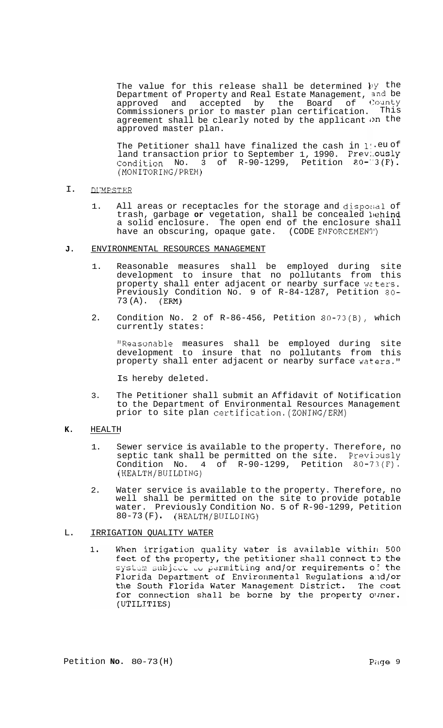The value for this release shall be determined by the Department of Property and Real Estate Management, and be approved and accepted by the Board of County Commissioners prior to master plan certification. This agreement shall be clearly noted by the applicant on the approved master plan.

The Petitioner shall have finalized the cash in lieu of land transaction prior to September 1, 1990. Previously Condition No. 3 of R-90-1299, Petition 80-73(F). (MONITORING/PREM)

I. DUMPSTER

1. All areas or receptacles for the storage and disposal of trash, garbage **or** vegetation, shall be concealed behind a solid enclosure. The open end of the enclosure shall have an obscuring, opaque gate. (CODE ENFORCEMENT)

**J.** ENVIRONMENTAL RESOURCES MANAGEMENT

1. Reasonable measures shall be employed during site development to insure that no pollutants from this property shall enter adjacent or nearby surface waters. Previously Condition No. 9 of R-84-1287, Petition 80-73(A). (ERM)

2. Condition No. 2 of R-86-456, Petition 80-73(B), which currently states:

   "Reasonable measures shall be employed during site development to insure that no pollutants from this property shall enter adjacent or nearby surface waters."

   Is hereby deleted.

3. The Petitioner shall submit an Affidavit of Notification to the Department of Environmental Resources Management prior to site plan certification. (ZONING/ERM)

**K.** HEALTH

1. Sewer service is available to the property. Therefore, no septic tank shall be permitted on the site. Previously Condition No. 4 of R-90-1299, Petition 80-73(F). (HEALTH/BUILDING)

2. Water service is available to the property. Therefore, no well shall be permitted on the site to provide potable water. Previously Condition No. 5 of R-90-1299, Petition 80-73(F). (HEALTH/BUILDING)

L. IRRIGATION QUALITY WATER

1. When irrigation quality water is available within 500 feet of the property, the petitioner shall connect to the system subject to permitting and/or requirements of the Florida Department of Environmental Regulations and/or the South Florida Water Management District. The cost for connection shall be borne by the property owner. (UTILITIES)

Petition **No.** 80-73(H)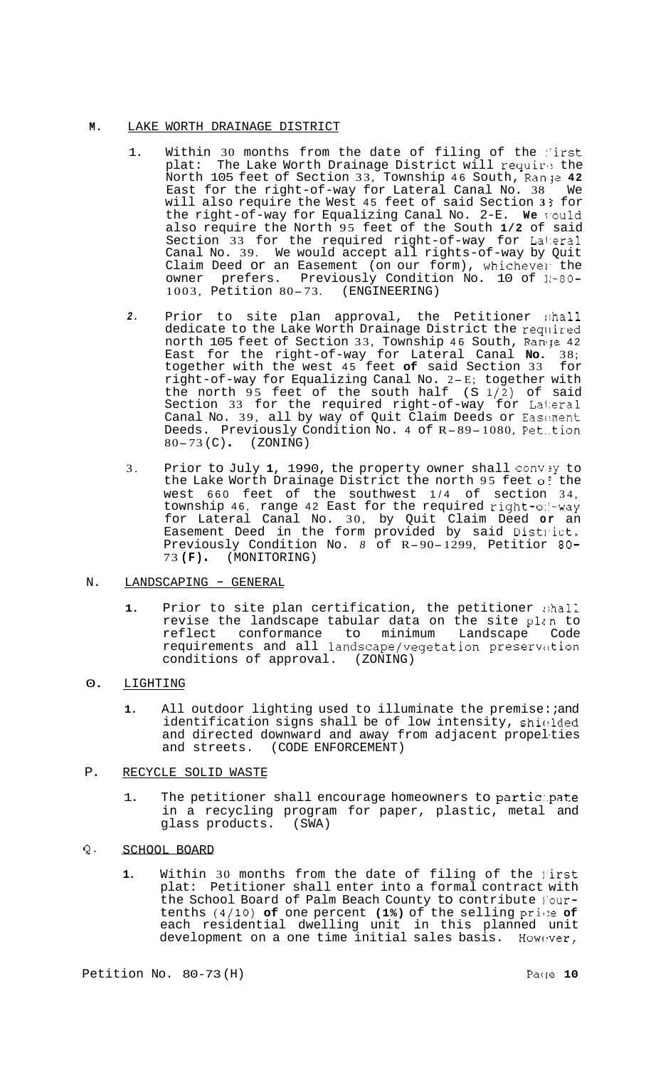## M. LAKE WORTH DRAINAGE DISTRICT

1. Within 30 months from the date of filing of the first plat: The Lake Worth Drainage District will require the North 105 feet of Section 33, Township 46 South, Range 42 East for the right-of-way for Lateral Canal No. 38 We will also require the West 45 feet of said Section 33 for the right-of-way for Equalizing Canal No. 2-E. We would also require the North 95 feet of the South 1/2 of said Section 33 for the required right-of-way for Lateral Canal No. 39. We would accept all rights-of-way by Quit Claim Deed or an Easement (on our form), whichever the owner prefers. Previously Condition No. 10 of R-80-1003, Petition 80-73. (ENGINEERING)

2. Prior to site plan approval, the Petitioner shall dedicate to the Lake Worth Drainage District the required north 105 feet of Section 33, Township 46 South, Range 42 East for the right-of-way for Lateral Canal No. 38; together with the west 45 feet of said Section 33 for right-of-way for Equalizing Canal No. 2-E; together with the north 95 feet of the south half (S 1/2) of said Section 33 for the required right-of-way for Lateral Canal No. 39, all by way of Quit Claim Deeds or Easement Deeds. Previously Condition No. 4 of R-89-1080, Petition 80-73(C). (ZONING)

3. Prior to July 1, 1990, the property owner shall convey to the Lake Worth Drainage District the north 95 feet of the west 660 feet of the southwest 1/4 of section 34, township 46, range 42 East for the required right-of-way for Lateral Canal No. 30, by Quit Claim Deed or an Easement Deed in the form provided by said District. Previously Condition No. 8 of R-90-1299, Petition 80-73(F). (MONITORING)

## N. LANDSCAPING - GENERAL

1. Prior to site plan certification, the petitioner shall revise the landscape tabular data on the site plan to reflect conformance to minimum Landscape Code requirements and all landscape/vegetation preservation conditions of approval. (ZONING)

## O. LIGHTING

1. All outdoor lighting used to illuminate the premises and identification signs shall be of low intensity, shielded and directed downward and away from adjacent properties and streets. (CODE ENFORCEMENT)

## P. RECYCLE SOLID WASTE

1. The petitioner shall encourage homeowners to participate in a recycling program for paper, plastic, metal and glass products. (SWA)

## Q. SCHOOL BOARD

1. Within 30 months from the date of filing of the first plat: Petitioner shall enter into a formal contract with the School Board of Palm Beach County to contribute four-tenths (4/10) of one percent (1%) of the selling price of each residential dwelling unit in this planned unit development on a one time initial sales basis. However,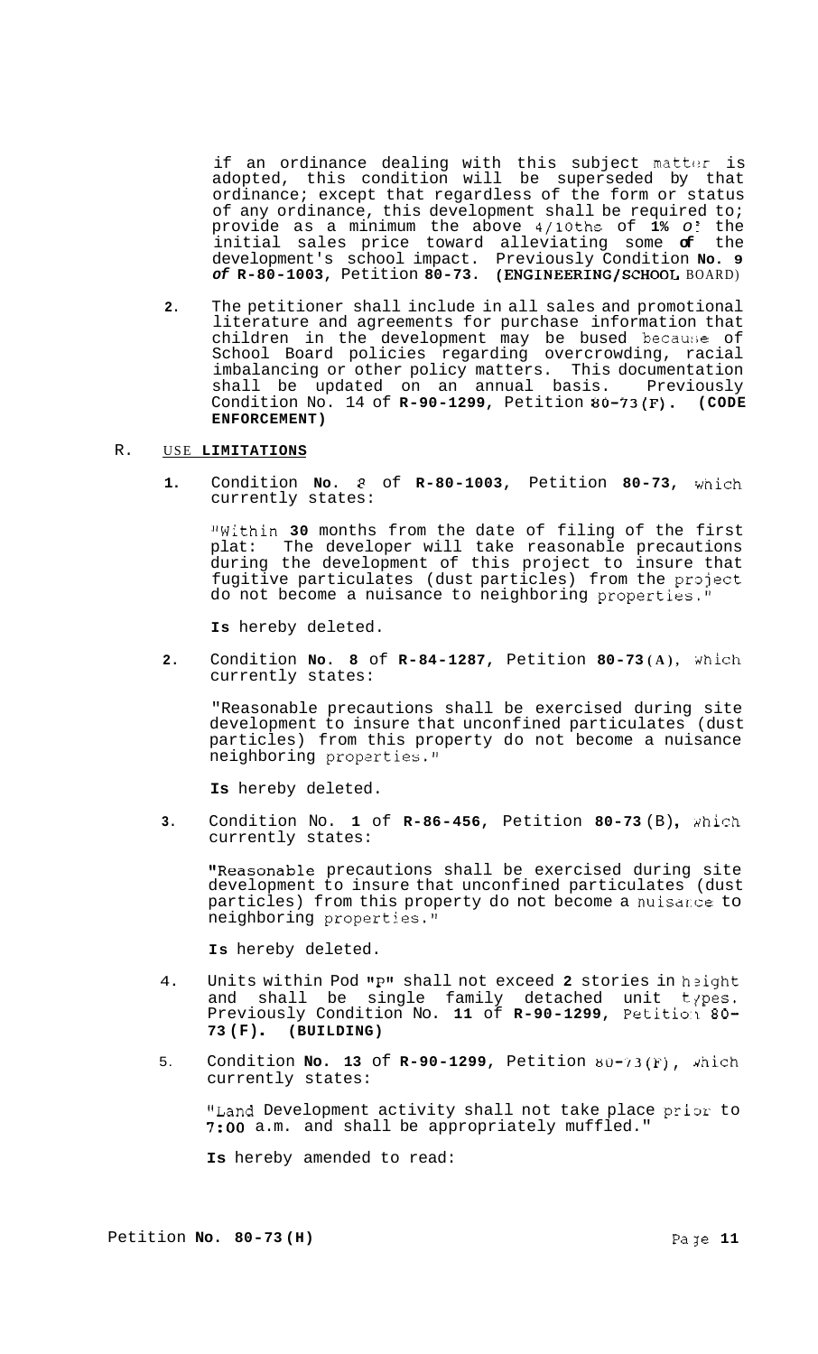if an ordinance dealing with this subject matter is adopted, this condition will be superseded by that ordinance; except that regardless of the form or status of any ordinance, this development shall be required to; provide as a minimum the above 4/10ths of 1% of the initial sales price toward alleviating some of the development's school impact. Previously Condition **No. 9** *of* **R-80-1003**, Petition **80-73**. **(ENGINEERING/SCHOOL** BOARD)

2. The petitioner shall include in all sales and promotional literature and agreements for purchase information that children in the development may be bused because of School Board policies regarding overcrowding, racial imbalancing or other policy matters. This documentation shall be updated on an annual basis. Previously Condition No. 14 of **R-90-1299**, Petition **80-73(F)**. **(CODE ENFORCEMENT)**

## R. USE LIMITATIONS

1. Condition **No. 8** of **R-80-1003**, Petition **80-73**, which currently states:

   "Within **30** months from the date of filing of the first plat: The developer will take reasonable precautions during the development of this project to insure that fugitive particulates (dust particles) from the project do not become a nuisance to neighboring properties."

   **Is** hereby deleted.

2. Condition **No. 8** of **R-84-1287**, Petition **80-73(A)**, which currently states:

   "Reasonable precautions shall be exercised during site development to insure that unconfined particulates (dust particles) from this property do not become a nuisance neighboring properties."

   **Is** hereby deleted.

3. Condition No. **1** of **R-86-456**, Petition **80-73** (B), which currently states:

   "Reasonable precautions shall be exercised during site development to insure that unconfined particulates (dust particles) from this property do not become a nuisance to neighboring properties."

   **Is** hereby deleted.

4. Units within Pod "P" shall not exceed **2** stories in height and shall be single family detached unit types. Previously Condition No. **11** of **R-90-1299**, Petition 80-73 (F). **(BUILDING)**

5. Condition **No. 13** of **R-90-1299**, Petition 80-73(F), which currently states:

   "Land Development activity shall not take place prior to **7:00** a.m. and shall be appropriately muffled."

   **Is** hereby amended to read: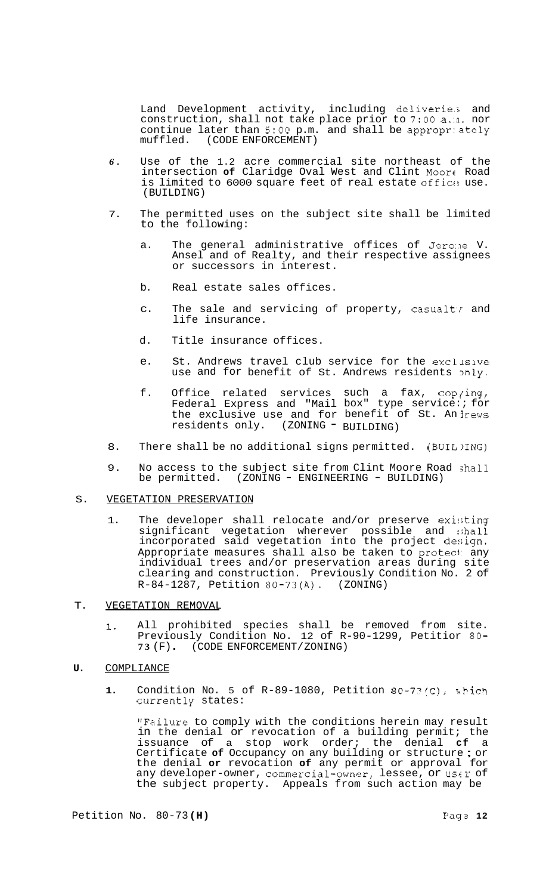Land Development activity, including deliveries and construction, shall not take place prior to 7:00 a.m. nor continue later than 5:00 p.m. and shall be appropriately muffled. (CODE ENFORCEMENT)

6. Use of the 1.2 acre commercial site northeast of the intersection **of** Claridge Oval West and Clint Moore Road is limited to 6000 square feet of real estate office use. (BUILDING)

7. The permitted uses on the subject site shall be limited to the following:

   a. The general administrative offices of Jerome V. Ansel and of Realty, and their respective assignees or successors in interest.

   b. Real estate sales offices.

   c. The sale and servicing of property, casualty and life insurance.

   d. Title insurance offices.

   e. St. Andrews travel club service for the exclusive use and for benefit of St. Andrews residents only.

   f. Office related services such a fax, copying, Federal Express and "Mail box" type service; for the exclusive use and for benefit of St. Andrews residents only. (ZONING - BUILDING)

8. There shall be no additional signs permitted. (BUILDING)

9. No access to the subject site from Clint Moore Road shall be permitted. (ZONING - ENGINEERING - BUILDING)

S. VEGETATION PRESERVATION

1. The developer shall relocate and/or preserve existing significant vegetation wherever possible and shall incorporated said vegetation into the project design. Appropriate measures shall also be taken to protect any individual trees and/or preservation areas during site clearing and construction. Previously Condition No. 2 of R-84-1287, Petition 80-73(A). (ZONING)

T. VEGETATION REMOVAL

1. All prohibited species shall be removed from site. Previously Condition No. 12 of R-90-1299, Petition 80-73(F). (CODE ENFORCEMENT/ZONING)

**U.** COMPLIANCE

**1.** Condition No. 5 of R-89-1080, Petition 80-73(C), which currently states:

"Failure to comply with the conditions herein may result in the denial or revocation of a building permit; the issuance of a stop work order; the denial **of** a Certificate **of** Occupancy on any building or structure; or the denial **or** revocation **of** any permit or approval for any developer-owner, commercial-owner, lessee, or user of the subject property. Appeals from such action may be

Petition No. 80-73 **(H)**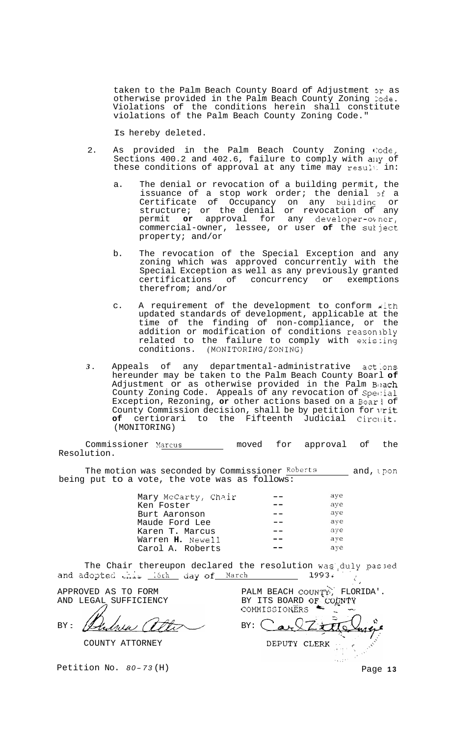taken to the Palm Beach County Board of Adjustment or as otherwise provided in the Palm Beach County Zoning Code. Violations of the conditions herein shall constitute violations of the Palm Beach County Zoning Code."

Is hereby deleted.

2. As provided in the Palm Beach County Zoning Code, Sections 400.2 and 402.6, failure to comply with any of these conditions of approval at any time may result in:

   a. The denial or revocation of a building permit, the issuance of a stop work order; the denial of a Certificate of Occupancy on any building or structure; or the denial or revocation of any permit **or** approval for any developer-owner, commercial-owner, lessee, or user **of** the subject property; and/or

   b. The revocation of the Special Exception and any zoning which was approved concurrently with the Special Exception as well as any previously granted certifications of concurrency or exemptions therefrom; and/or

   c. A requirement of the development to conform with updated standards of development, applicable at the time of the finding of non-compliance, or the addition or modification of conditions reasonably related to the failure to comply with existing conditions. (MONITORING/ZONING)

3. Appeals of any departmental-administrative actions hereunder may be taken to the Palm Beach County Board **of** Adjustment or as otherwise provided in the Palm Beach County Zoning Code. Appeals of any revocation of Special Exception, Rezoning, **or** other actions based on a Board of County Commission decision, shall be by petition for writ **of** certiorari to the Fifteenth Judicial Circuit. (MONITORING)

Commissioner Marcus moved for approval of the Resolution.

The motion was seconded by Commissioner Roberts and, upon being put to a vote, the vote was as follows:

| | | |
|---|---|---|
| Mary McCarty, Chair | -- | aye |
| Ken Foster | -- | aye |
| Burt Aaronson | -- | aye |
| Maude Ford Lee | -- | aye |
| Karen T. Marcus | -- | aye |
| Warren **H.** Newell | -- | aye |
| Carol A. Roberts | -- | aye |

The Chair thereupon declared the resolution was duly passed and adopted this 16th day of March 1993.

APPROVED AS TO FORM AND LEGAL SUFFICIENCY

BY: ____________________

COUNTY ATTORNEY

PALM BEACH COUNTY, FLORIDA, BY ITS BOARD OF COUNTY COMMISSIONERS

BY: ____________________

DEPUTY CLERK

Petition No. *80-73* (H)